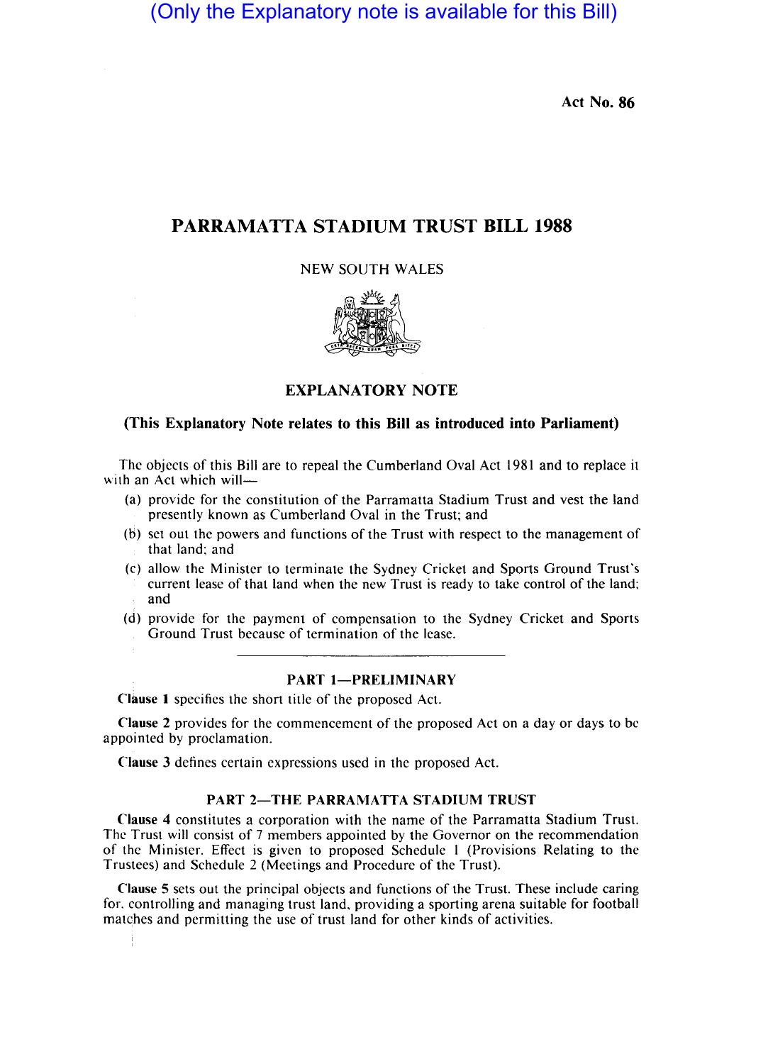(Only the Explanatory note is available for this Bill)

Act No. 86

# PARRAMATTA STADIUM TRUST BILL 1988

NEW SOUTH WALES

## EXPLANATORY NOTE

**(This Explanatory Note relates to this Bill as introduced into Parliament)**

The objects of this Bill are to repeal the Cumberland Oval Act 1981 and to replace it with an Act which will—

(a) provide for the constitution of the Parramatta Stadium Trust and vest the land presently known as Cumberland Oval in the Trust; and

(b) set out the powers and functions of the Trust with respect to the management of that land; and

(c) allow the Minister to terminate the Sydney Cricket and Sports Ground Trust's current lease of that land when the new Trust is ready to take control of the land; and

(d) provide for the payment of compensation to the Sydney Cricket and Sports Ground Trust because of termination of the lease.

### PART 1—PRELIMINARY

**Clause 1** specifies the short title of the proposed Act.

**Clause 2** provides for the commencement of the proposed Act on a day or days to be appointed by proclamation.

**Clause 3** defines certain expressions used in the proposed Act.

### PART 2—THE PARRAMATTA STADIUM TRUST

**Clause 4** constitutes a corporation with the name of the Parramatta Stadium Trust. The Trust will consist of 7 members appointed by the Governor on the recommendation of the Minister. Effect is given to proposed Schedule 1 (Provisions Relating to the Trustees) and Schedule 2 (Meetings and Procedure of the Trust).

**Clause 5** sets out the principal objects and functions of the Trust. These include caring for, controlling and managing trust land, providing a sporting arena suitable for football matches and permitting the use of trust land for other kinds of activities.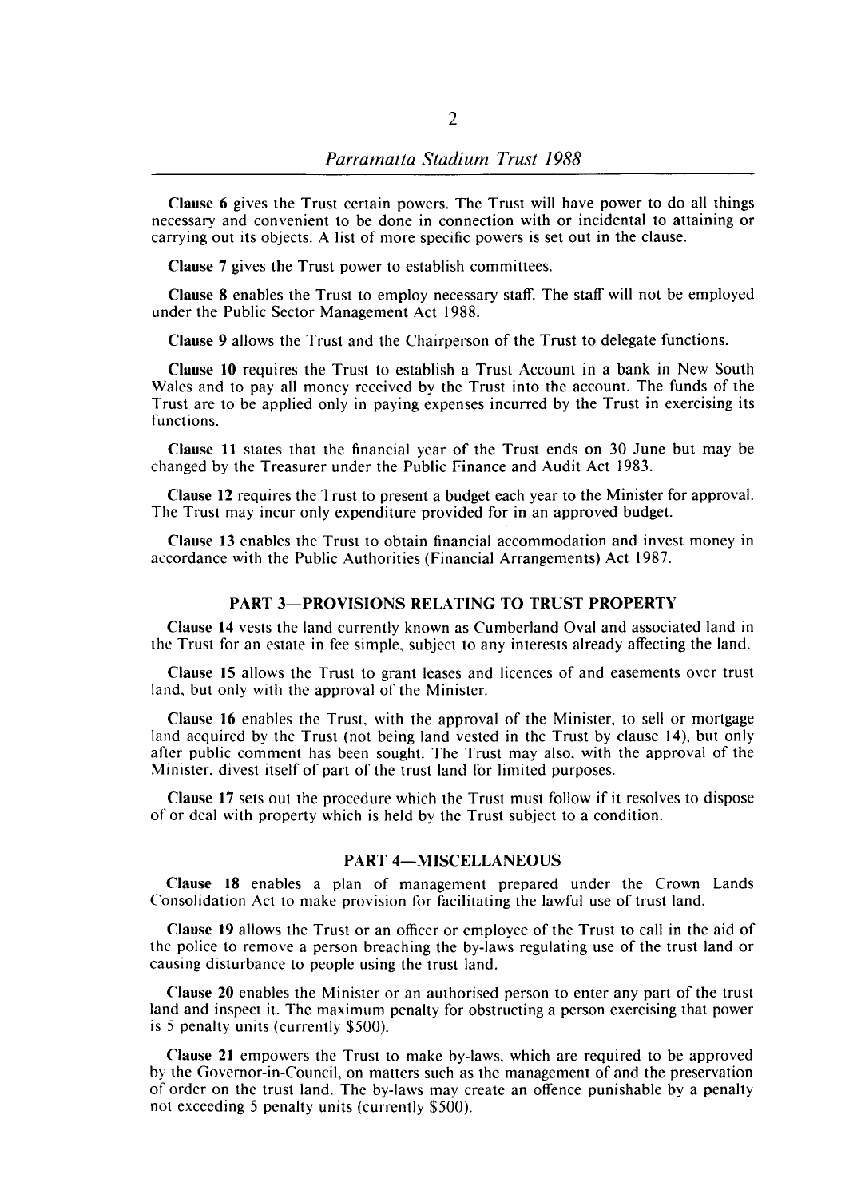**Clause 6** gives the Trust certain powers. The Trust will have power to do all things necessary and convenient to be done in connection with or incidental to attaining or carrying out its objects. A list of more specific powers is set out in the clause.

**Clause 7** gives the Trust power to establish committees.

**Clause 8** enables the Trust to employ necessary staff. The staff will not be employed under the Public Sector Management Act 1988.

**Clause 9** allows the Trust and the Chairperson of the Trust to delegate functions.

**Clause 10** requires the Trust to establish a Trust Account in a bank in New South Wales and to pay all money received by the Trust into the account. The funds of the Trust are to be applied only in paying expenses incurred by the Trust in exercising its functions.

**Clause 11** states that the financial year of the Trust ends on 30 June but may be changed by the Treasurer under the Public Finance and Audit Act 1983.

**Clause 12** requires the Trust to present a budget each year to the Minister for approval. The Trust may incur only expenditure provided for in an approved budget.

**Clause 13** enables the Trust to obtain financial accommodation and invest money in accordance with the Public Authorities (Financial Arrangements) Act 1987.

## PART 3—PROVISIONS RELATING TO TRUST PROPERTY

**Clause 14** vests the land currently known as Cumberland Oval and associated land in the Trust for an estate in fee simple, subject to any interests already affecting the land.

**Clause 15** allows the Trust to grant leases and licences of and easements over trust land, but only with the approval of the Minister.

**Clause 16** enables the Trust, with the approval of the Minister, to sell or mortgage land acquired by the Trust (not being land vested in the Trust by clause 14), but only after public comment has been sought. The Trust may also, with the approval of the Minister, divest itself of part of the trust land for limited purposes.

**Clause 17** sets out the procedure which the Trust must follow if it resolves to dispose of or deal with property which is held by the Trust subject to a condition.

## PART 4—MISCELLANEOUS

**Clause 18** enables a plan of management prepared under the Crown Lands Consolidation Act to make provision for facilitating the lawful use of trust land.

**Clause 19** allows the Trust or an officer or employee of the Trust to call in the aid of the police to remove a person breaching the by-laws regulating use of the trust land or causing disturbance to people using the trust land.

**Clause 20** enables the Minister or an authorised person to enter any part of the trust land and inspect it. The maximum penalty for obstructing a person exercising that power is 5 penalty units (currently $500).

**Clause 21** empowers the Trust to make by-laws, which are required to be approved by the Governor-in-Council, on matters such as the management of and the preservation of order on the trust land. The by-laws may create an offence punishable by a penalty not exceeding 5 penalty units (currently $500).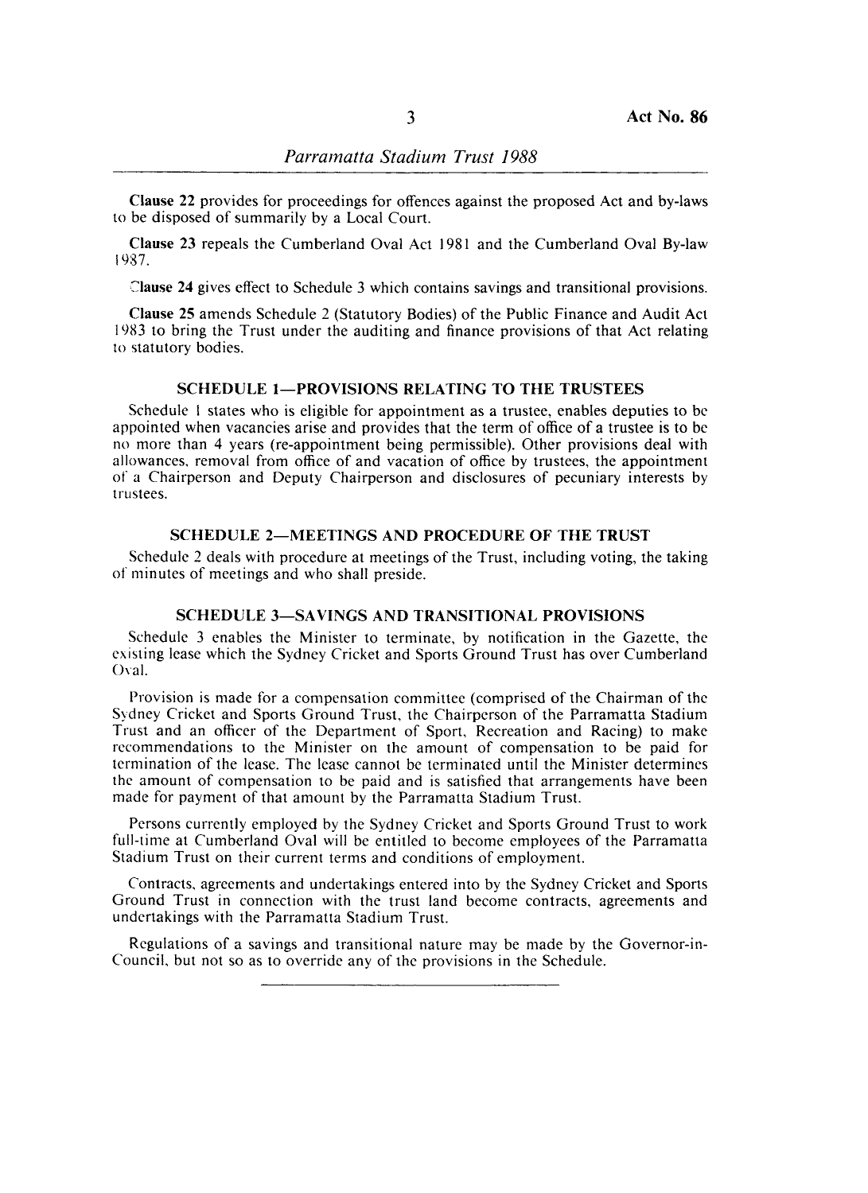**Clause 22** provides for proceedings for offences against the proposed Act and by-laws to be disposed of summarily by a Local Court.

**Clause 23** repeals the Cumberland Oval Act 1981 and the Cumberland Oval By-law 1987.

**Clause 24** gives effect to Schedule 3 which contains savings and transitional provisions.

**Clause 25** amends Schedule 2 (Statutory Bodies) of the Public Finance and Audit Act 1983 to bring the Trust under the auditing and finance provisions of that Act relating to statutory bodies.

## SCHEDULE 1—PROVISIONS RELATING TO THE TRUSTEES

Schedule 1 states who is eligible for appointment as a trustee, enables deputies to be appointed when vacancies arise and provides that the term of office of a trustee is to be no more than 4 years (re-appointment being permissible). Other provisions deal with allowances, removal from office of and vacation of office by trustees, the appointment of a Chairperson and Deputy Chairperson and disclosures of pecuniary interests by trustees.

## SCHEDULE 2—MEETINGS AND PROCEDURE OF THE TRUST

Schedule 2 deals with procedure at meetings of the Trust, including voting, the taking of minutes of meetings and who shall preside.

## SCHEDULE 3—SAVINGS AND TRANSITIONAL PROVISIONS

Schedule 3 enables the Minister to terminate, by notification in the Gazette, the existing lease which the Sydney Cricket and Sports Ground Trust has over Cumberland Oval.

Provision is made for a compensation committee (comprised of the Chairman of the Sydney Cricket and Sports Ground Trust, the Chairperson of the Parramatta Stadium Trust and an officer of the Department of Sport, Recreation and Racing) to make recommendations to the Minister on the amount of compensation to be paid for termination of the lease. The lease cannot be terminated until the Minister determines the amount of compensation to be paid and is satisfied that arrangements have been made for payment of that amount by the Parramatta Stadium Trust.

Persons currently employed by the Sydney Cricket and Sports Ground Trust to work full-time at Cumberland Oval will be entitled to become employees of the Parramatta Stadium Trust on their current terms and conditions of employment.

Contracts, agreements and undertakings entered into by the Sydney Cricket and Sports Ground Trust in connection with the trust land become contracts, agreements and undertakings with the Parramatta Stadium Trust.

Regulations of a savings and transitional nature may be made by the Governor-in-Council, but not so as to override any of the provisions in the Schedule.